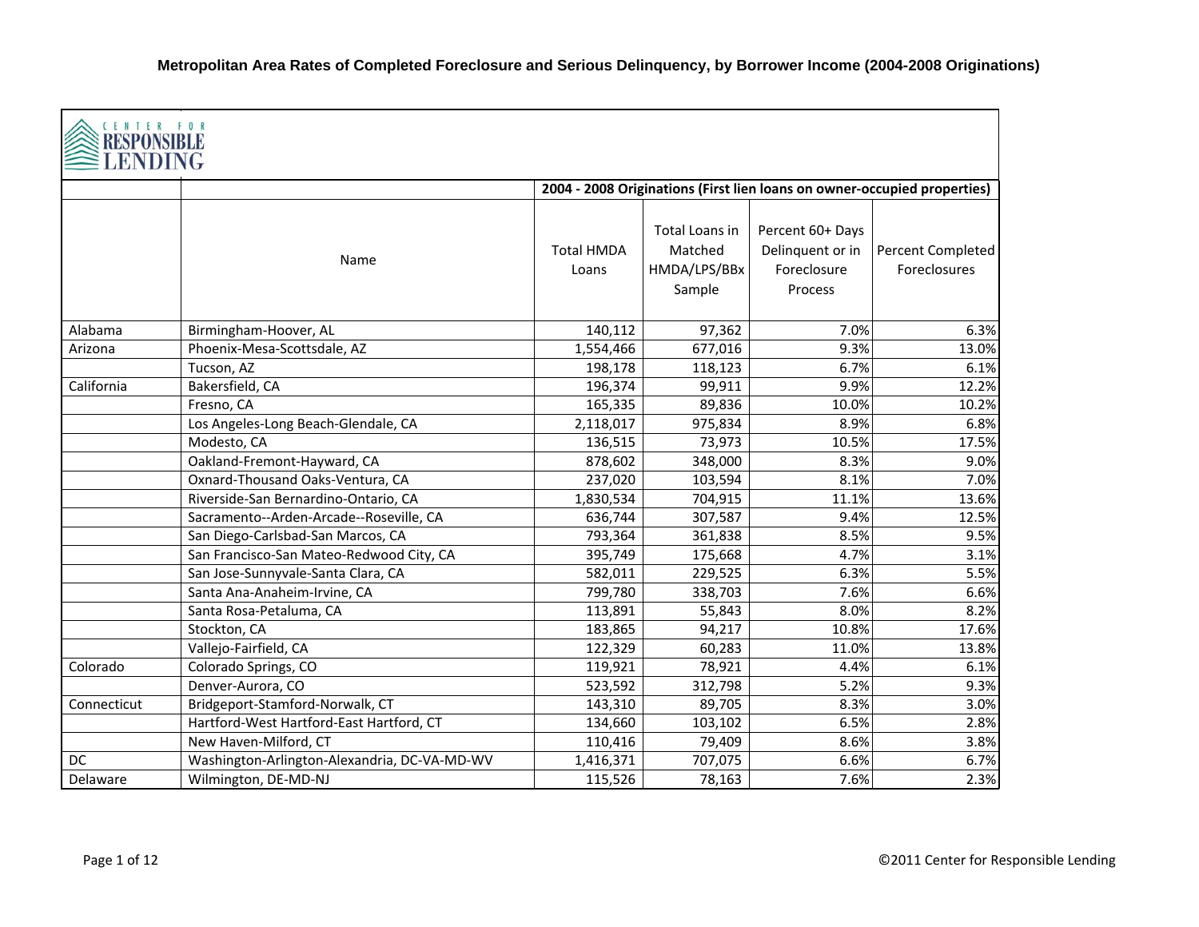# Metropolitan Area Rates of Completed Foreclosure and Serious Delinquency, by Borrower Income (2004-2008 Originations)

CENTER FOR RESPONSIBLE LENDING

| | | 2004 - 2008 Originations (First lien loans on owner-occupied properties) | | | |
|---|---|---|---|---|---|
| | Name | Total HMDA Loans | Total Loans in Matched HMDA/LPS/BBx Sample | Percent 60+ Days Delinquent or in Foreclosure Process | Percent Completed Foreclosures |
| Alabama | Birmingham-Hoover, AL | 140,112 | 97,362 | 7.0% | 6.3% |
| Arizona | Phoenix-Mesa-Scottsdale, AZ | 1,554,466 | 677,016 | 9.3% | 13.0% |
| | Tucson, AZ | 198,178 | 118,123 | 6.7% | 6.1% |
| California | Bakersfield, CA | 196,374 | 99,911 | 9.9% | 12.2% |
| | Fresno, CA | 165,335 | 89,836 | 10.0% | 10.2% |
| | Los Angeles-Long Beach-Glendale, CA | 2,118,017 | 975,834 | 8.9% | 6.8% |
| | Modesto, CA | 136,515 | 73,973 | 10.5% | 17.5% |
| | Oakland-Fremont-Hayward, CA | 878,602 | 348,000 | 8.3% | 9.0% |
| | Oxnard-Thousand Oaks-Ventura, CA | 237,020 | 103,594 | 8.1% | 7.0% |
| | Riverside-San Bernardino-Ontario, CA | 1,830,534 | 704,915 | 11.1% | 13.6% |
| | Sacramento--Arden-Arcade--Roseville, CA | 636,744 | 307,587 | 9.4% | 12.5% |
| | San Diego-Carlsbad-San Marcos, CA | 793,364 | 361,838 | 8.5% | 9.5% |
| | San Francisco-San Mateo-Redwood City, CA | 395,749 | 175,668 | 4.7% | 3.1% |
| | San Jose-Sunnyvale-Santa Clara, CA | 582,011 | 229,525 | 6.3% | 5.5% |
| | Santa Ana-Anaheim-Irvine, CA | 799,780 | 338,703 | 7.6% | 6.6% |
| | Santa Rosa-Petaluma, CA | 113,891 | 55,843 | 8.0% | 8.2% |
| | Stockton, CA | 183,865 | 94,217 | 10.8% | 17.6% |
| | Vallejo-Fairfield, CA | 122,329 | 60,283 | 11.0% | 13.8% |
| Colorado | Colorado Springs, CO | 119,921 | 78,921 | 4.4% | 6.1% |
| | Denver-Aurora, CO | 523,592 | 312,798 | 5.2% | 9.3% |
| Connecticut | Bridgeport-Stamford-Norwalk, CT | 143,310 | 89,705 | 8.3% | 3.0% |
| | Hartford-West Hartford-East Hartford, CT | 134,660 | 103,102 | 6.5% | 2.8% |
| | New Haven-Milford, CT | 110,416 | 79,409 | 8.6% | 3.8% |
| DC | Washington-Arlington-Alexandria, DC-VA-MD-WV | 1,416,371 | 707,075 | 6.6% | 6.7% |
| Delaware | Wilmington, DE-MD-NJ | 115,526 | 78,163 | 7.6% | 2.3% |

©2011 Center for Responsible Lending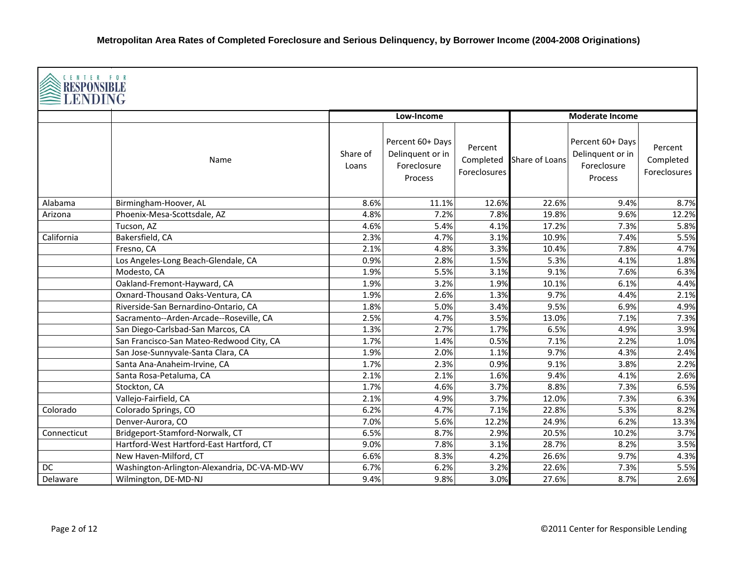**Metropolitan Area Rates of Completed Foreclosure and Serious Delinquency, by Borrower Income (2004-2008 Originations)**

CENTER FOR RESPONSIBLE LENDING

| | | Low-Income | | | Moderate Income | | |
|---|---|---|---|---|---|---|---|
| | Name | Share of Loans | Percent 60+ Days Delinquent or in Foreclosure Process | Percent Completed Foreclosures | Share of Loans | Percent 60+ Days Delinquent or in Foreclosure Process | Percent Completed Foreclosures |
| Alabama | Birmingham-Hoover, AL | 8.6% | 11.1% | 12.6% | 22.6% | 9.4% | 8.7% |
| Arizona | Phoenix-Mesa-Scottsdale, AZ | 4.8% | 7.2% | 7.8% | 19.8% | 9.6% | 12.2% |
| | Tucson, AZ | 4.6% | 5.4% | 4.1% | 17.2% | 7.3% | 5.8% |
| California | Bakersfield, CA | 2.3% | 4.7% | 3.1% | 10.9% | 7.4% | 5.5% |
| | Fresno, CA | 2.1% | 4.8% | 3.3% | 10.4% | 7.8% | 4.7% |
| | Los Angeles-Long Beach-Glendale, CA | 0.9% | 2.8% | 1.5% | 5.3% | 4.1% | 1.8% |
| | Modesto, CA | 1.9% | 5.5% | 3.1% | 9.1% | 7.6% | 6.3% |
| | Oakland-Fremont-Hayward, CA | 1.9% | 3.2% | 1.9% | 10.1% | 6.1% | 4.4% |
| | Oxnard-Thousand Oaks-Ventura, CA | 1.9% | 2.6% | 1.3% | 9.7% | 4.4% | 2.1% |
| | Riverside-San Bernardino-Ontario, CA | 1.8% | 5.0% | 3.4% | 9.5% | 6.9% | 4.9% |
| | Sacramento--Arden-Arcade--Roseville, CA | 2.5% | 4.7% | 3.5% | 13.0% | 7.1% | 7.3% |
| | San Diego-Carlsbad-San Marcos, CA | 1.3% | 2.7% | 1.7% | 6.5% | 4.9% | 3.9% |
| | San Francisco-San Mateo-Redwood City, CA | 1.7% | 1.4% | 0.5% | 7.1% | 2.2% | 1.0% |
| | San Jose-Sunnyvale-Santa Clara, CA | 1.9% | 2.0% | 1.1% | 9.7% | 4.3% | 2.4% |
| | Santa Ana-Anaheim-Irvine, CA | 1.7% | 2.3% | 0.9% | 9.1% | 3.8% | 2.2% |
| | Santa Rosa-Petaluma, CA | 2.1% | 2.1% | 1.6% | 9.4% | 4.1% | 2.6% |
| | Stockton, CA | 1.7% | 4.6% | 3.7% | 8.8% | 7.3% | 6.5% |
| | Vallejo-Fairfield, CA | 2.1% | 4.9% | 3.7% | 12.0% | 7.3% | 6.3% |
| Colorado | Colorado Springs, CO | 6.2% | 4.7% | 7.1% | 22.8% | 5.3% | 8.2% |
| | Denver-Aurora, CO | 7.0% | 5.6% | 12.2% | 24.9% | 6.2% | 13.3% |
| Connecticut | Bridgeport-Stamford-Norwalk, CT | 6.5% | 8.7% | 2.9% | 20.5% | 10.2% | 3.7% |
| | Hartford-West Hartford-East Hartford, CT | 9.0% | 7.8% | 3.1% | 28.7% | 8.2% | 3.5% |
| | New Haven-Milford, CT | 6.6% | 8.3% | 4.2% | 26.6% | 9.7% | 4.3% |
| DC | Washington-Arlington-Alexandria, DC-VA-MD-WV | 6.7% | 6.2% | 3.2% | 22.6% | 7.3% | 5.5% |
| Delaware | Wilmington, DE-MD-NJ | 9.4% | 9.8% | 3.0% | 27.6% | 8.7% | 2.6% |

©2011 Center for Responsible Lending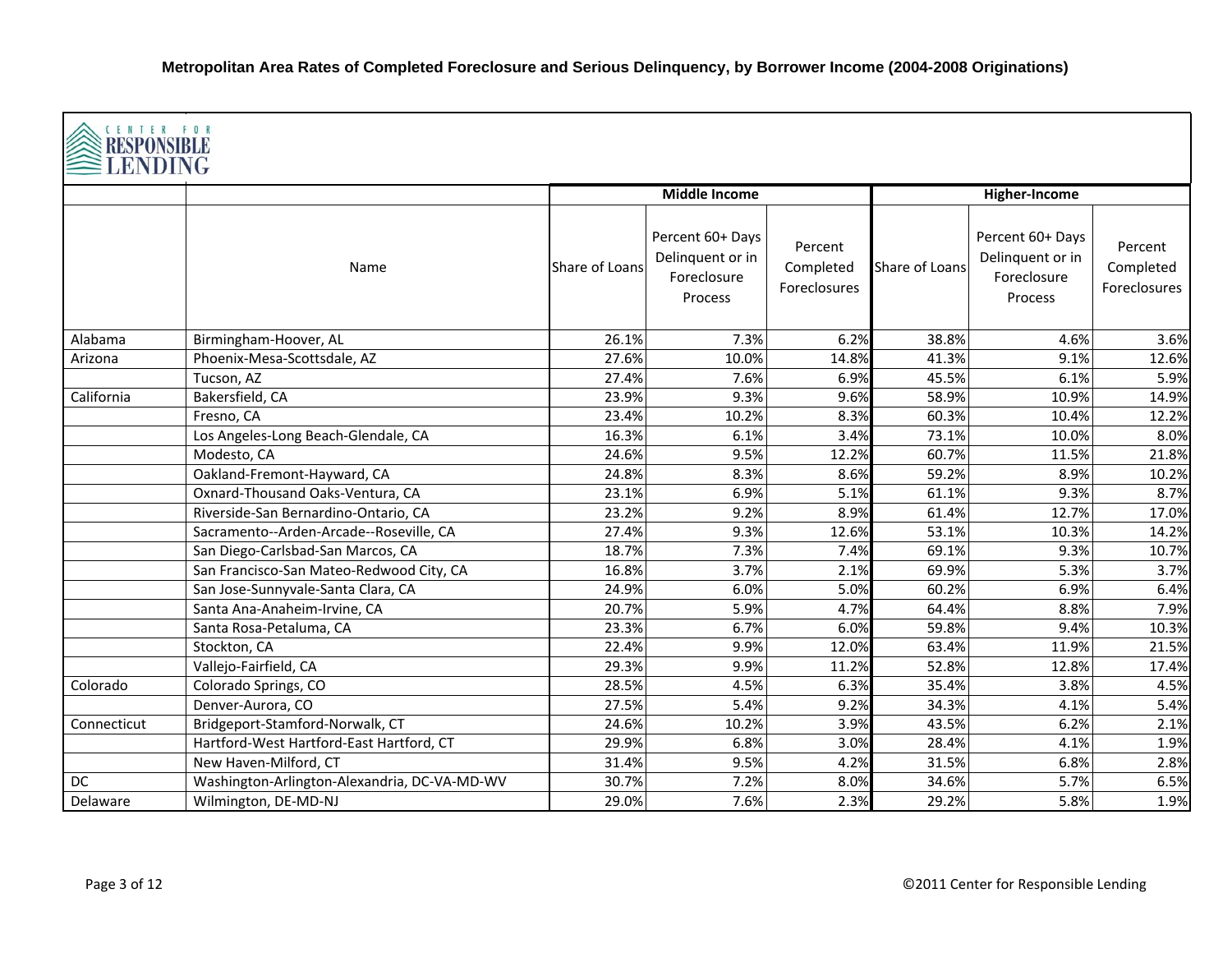# Metropolitan Area Rates of Completed Foreclosure and Serious Delinquency, by Borrower Income (2004-2008 Originations)

CENTER FOR RESPONSIBLE LENDING

| | | Middle Income | | | Higher-Income | | |
|---|---|---|---|---|---|---|---|
| | Name | Share of Loans | Percent 60+ Days Delinquent or in Foreclosure Process | Percent Completed Foreclosures | Share of Loans | Percent 60+ Days Delinquent or in Foreclosure Process | Percent Completed Foreclosures |
| Alabama | Birmingham-Hoover, AL | 26.1% | 7.3% | 6.2% | 38.8% | 4.6% | 3.6% |
| Arizona | Phoenix-Mesa-Scottsdale, AZ | 27.6% | 10.0% | 14.8% | 41.3% | 9.1% | 12.6% |
| | Tucson, AZ | 27.4% | 7.6% | 6.9% | 45.5% | 6.1% | 5.9% |
| California | Bakersfield, CA | 23.9% | 9.3% | 9.6% | 58.9% | 10.9% | 14.9% |
| | Fresno, CA | 23.4% | 10.2% | 8.3% | 60.3% | 10.4% | 12.2% |
| | Los Angeles-Long Beach-Glendale, CA | 16.3% | 6.1% | 3.4% | 73.1% | 10.0% | 8.0% |
| | Modesto, CA | 24.6% | 9.5% | 12.2% | 60.7% | 11.5% | 21.8% |
| | Oakland-Fremont-Hayward, CA | 24.8% | 8.3% | 8.6% | 59.2% | 8.9% | 10.2% |
| | Oxnard-Thousand Oaks-Ventura, CA | 23.1% | 6.9% | 5.1% | 61.1% | 9.3% | 8.7% |
| | Riverside-San Bernardino-Ontario, CA | 23.2% | 9.2% | 8.9% | 61.4% | 12.7% | 17.0% |
| | Sacramento--Arden-Arcade--Roseville, CA | 27.4% | 9.3% | 12.6% | 53.1% | 10.3% | 14.2% |
| | San Diego-Carlsbad-San Marcos, CA | 18.7% | 7.3% | 7.4% | 69.1% | 9.3% | 10.7% |
| | San Francisco-San Mateo-Redwood City, CA | 16.8% | 3.7% | 2.1% | 69.9% | 5.3% | 3.7% |
| | San Jose-Sunnyvale-Santa Clara, CA | 24.9% | 6.0% | 5.0% | 60.2% | 6.9% | 6.4% |
| | Santa Ana-Anaheim-Irvine, CA | 20.7% | 5.9% | 4.7% | 64.4% | 8.8% | 7.9% |
| | Santa Rosa-Petaluma, CA | 23.3% | 6.7% | 6.0% | 59.8% | 9.4% | 10.3% |
| | Stockton, CA | 22.4% | 9.9% | 12.0% | 63.4% | 11.9% | 21.5% |
| | Vallejo-Fairfield, CA | 29.3% | 9.9% | 11.2% | 52.8% | 12.8% | 17.4% |
| Colorado | Colorado Springs, CO | 28.5% | 4.5% | 6.3% | 35.4% | 3.8% | 4.5% |
| | Denver-Aurora, CO | 27.5% | 5.4% | 9.2% | 34.3% | 4.1% | 5.4% |
| Connecticut | Bridgeport-Stamford-Norwalk, CT | 24.6% | 10.2% | 3.9% | 43.5% | 6.2% | 2.1% |
| | Hartford-West Hartford-East Hartford, CT | 29.9% | 6.8% | 3.0% | 28.4% | 4.1% | 1.9% |
| | New Haven-Milford, CT | 31.4% | 9.5% | 4.2% | 31.5% | 6.8% | 2.8% |
| DC | Washington-Arlington-Alexandria, DC-VA-MD-WV | 30.7% | 7.2% | 8.0% | 34.6% | 5.7% | 6.5% |
| Delaware | Wilmington, DE-MD-NJ | 29.0% | 7.6% | 2.3% | 29.2% | 5.8% | 1.9% |

©2011 Center for Responsible Lending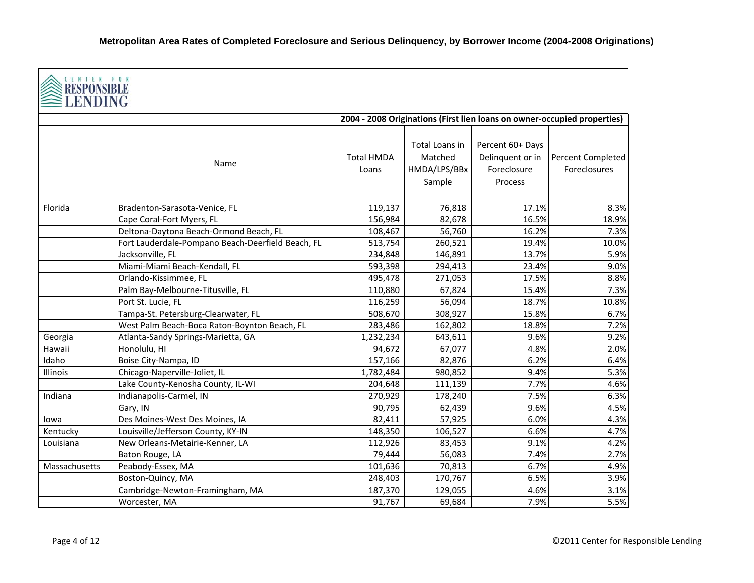# Metropolitan Area Rates of Completed Foreclosure and Serious Delinquency, by Borrower Income (2004-2008 Originations)

CENTER FOR RESPONSIBLE LENDING

| | | 2004 - 2008 Originations (First lien loans on owner-occupied properties) | | | |
|---|---|---|---|---|---|
| | Name | Total HMDA Loans | Total Loans in Matched HMDA/LPS/BBx Sample | Percent 60+ Days Delinquent or in Foreclosure Process | Percent Completed Foreclosures |
| Florida | Bradenton-Sarasota-Venice, FL | 119,137 | 76,818 | 17.1% | 8.3% |
| | Cape Coral-Fort Myers, FL | 156,984 | 82,678 | 16.5% | 18.9% |
| | Deltona-Daytona Beach-Ormond Beach, FL | 108,467 | 56,760 | 16.2% | 7.3% |
| | Fort Lauderdale-Pompano Beach-Deerfield Beach, FL | 513,754 | 260,521 | 19.4% | 10.0% |
| | Jacksonville, FL | 234,848 | 146,891 | 13.7% | 5.9% |
| | Miami-Miami Beach-Kendall, FL | 593,398 | 294,413 | 23.4% | 9.0% |
| | Orlando-Kissimmee, FL | 495,478 | 271,053 | 17.5% | 8.8% |
| | Palm Bay-Melbourne-Titusville, FL | 110,880 | 67,824 | 15.4% | 7.3% |
| | Port St. Lucie, FL | 116,259 | 56,094 | 18.7% | 10.8% |
| | Tampa-St. Petersburg-Clearwater, FL | 508,670 | 308,927 | 15.8% | 6.7% |
| | West Palm Beach-Boca Raton-Boynton Beach, FL | 283,486 | 162,802 | 18.8% | 7.2% |
| Georgia | Atlanta-Sandy Springs-Marietta, GA | 1,232,234 | 643,611 | 9.6% | 9.2% |
| Hawaii | Honolulu, HI | 94,672 | 67,077 | 4.8% | 2.0% |
| Idaho | Boise City-Nampa, ID | 157,166 | 82,876 | 6.2% | 6.4% |
| Illinois | Chicago-Naperville-Joliet, IL | 1,782,484 | 980,852 | 9.4% | 5.3% |
| | Lake County-Kenosha County, IL-WI | 204,648 | 111,139 | 7.7% | 4.6% |
| Indiana | Indianapolis-Carmel, IN | 270,929 | 178,240 | 7.5% | 6.3% |
| | Gary, IN | 90,795 | 62,439 | 9.6% | 4.5% |
| Iowa | Des Moines-West Des Moines, IA | 82,411 | 57,925 | 6.0% | 4.3% |
| Kentucky | Louisville/Jefferson County, KY-IN | 148,350 | 106,527 | 6.6% | 4.7% |
| Louisiana | New Orleans-Metairie-Kenner, LA | 112,926 | 83,453 | 9.1% | 4.2% |
| | Baton Rouge, LA | 79,444 | 56,083 | 7.4% | 2.7% |
| Massachusetts | Peabody-Essex, MA | 101,636 | 70,813 | 6.7% | 4.9% |
| | Boston-Quincy, MA | 248,403 | 170,767 | 6.5% | 3.9% |
| | Cambridge-Newton-Framingham, MA | 187,370 | 129,055 | 4.6% | 3.1% |
| | Worcester, MA | 91,767 | 69,684 | 7.9% | 5.5% |

©2011 Center for Responsible Lending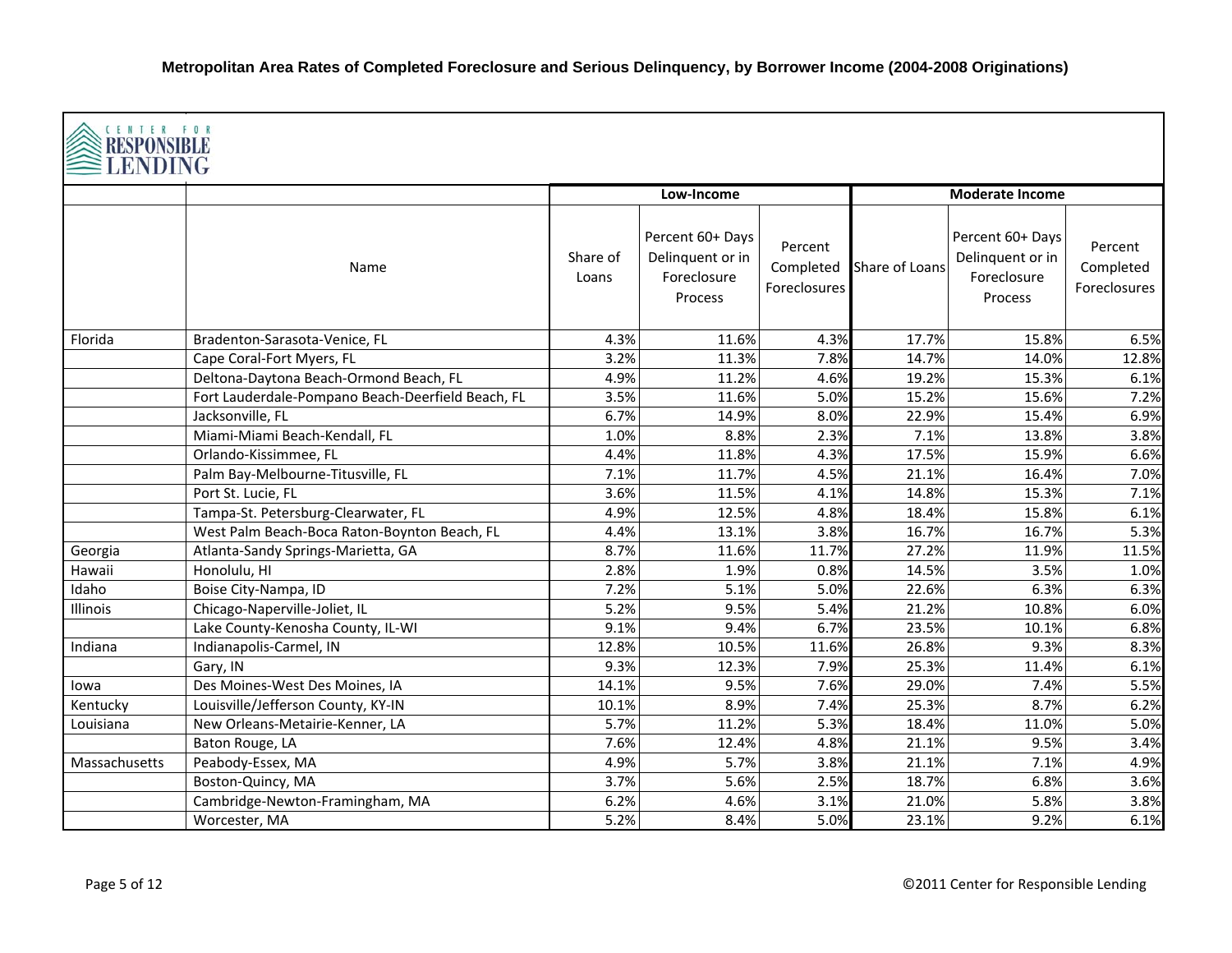**Metropolitan Area Rates of Completed Foreclosure and Serious Delinquency, by Borrower Income (2004-2008 Originations)**

CENTER FOR RESPONSIBLE LENDING

| | | Low-Income | | | Moderate Income | | |
|---|---|---|---|---|---|---|---|
| | Name | Share of Loans | Percent 60+ Days Delinquent or in Foreclosure Process | Percent Completed Foreclosures | Share of Loans | Percent 60+ Days Delinquent or in Foreclosure Process | Percent Completed Foreclosures |
| Florida | Bradenton-Sarasota-Venice, FL | 4.3% | 11.6% | 4.3% | 17.7% | 15.8% | 6.5% |
| | Cape Coral-Fort Myers, FL | 3.2% | 11.3% | 7.8% | 14.7% | 14.0% | 12.8% |
| | Deltona-Daytona Beach-Ormond Beach, FL | 4.9% | 11.2% | 4.6% | 19.2% | 15.3% | 6.1% |
| | Fort Lauderdale-Pompano Beach-Deerfield Beach, FL | 3.5% | 11.6% | 5.0% | 15.2% | 15.6% | 7.2% |
| | Jacksonville, FL | 6.7% | 14.9% | 8.0% | 22.9% | 15.4% | 6.9% |
| | Miami-Miami Beach-Kendall, FL | 1.0% | 8.8% | 2.3% | 7.1% | 13.8% | 3.8% |
| | Orlando-Kissimmee, FL | 4.4% | 11.8% | 4.3% | 17.5% | 15.9% | 6.6% |
| | Palm Bay-Melbourne-Titusville, FL | 7.1% | 11.7% | 4.5% | 21.1% | 16.4% | 7.0% |
| | Port St. Lucie, FL | 3.6% | 11.5% | 4.1% | 14.8% | 15.3% | 7.1% |
| | Tampa-St. Petersburg-Clearwater, FL | 4.9% | 12.5% | 4.8% | 18.4% | 15.8% | 6.1% |
| | West Palm Beach-Boca Raton-Boynton Beach, FL | 4.4% | 13.1% | 3.8% | 16.7% | 16.7% | 5.3% |
| Georgia | Atlanta-Sandy Springs-Marietta, GA | 8.7% | 11.6% | 11.7% | 27.2% | 11.9% | 11.5% |
| Hawaii | Honolulu, HI | 2.8% | 1.9% | 0.8% | 14.5% | 3.5% | 1.0% |
| Idaho | Boise City-Nampa, ID | 7.2% | 5.1% | 5.0% | 22.6% | 6.3% | 6.3% |
| Illinois | Chicago-Naperville-Joliet, IL | 5.2% | 9.5% | 5.4% | 21.2% | 10.8% | 6.0% |
| | Lake County-Kenosha County, IL-WI | 9.1% | 9.4% | 6.7% | 23.5% | 10.1% | 6.8% |
| Indiana | Indianapolis-Carmel, IN | 12.8% | 10.5% | 11.6% | 26.8% | 9.3% | 8.3% |
| | Gary, IN | 9.3% | 12.3% | 7.9% | 25.3% | 11.4% | 6.1% |
| Iowa | Des Moines-West Des Moines, IA | 14.1% | 9.5% | 7.6% | 29.0% | 7.4% | 5.5% |
| Kentucky | Louisville/Jefferson County, KY-IN | 10.1% | 8.9% | 7.4% | 25.3% | 8.7% | 6.2% |
| Louisiana | New Orleans-Metairie-Kenner, LA | 5.7% | 11.2% | 5.3% | 18.4% | 11.0% | 5.0% |
| | Baton Rouge, LA | 7.6% | 12.4% | 4.8% | 21.1% | 9.5% | 3.4% |
| Massachusetts | Peabody-Essex, MA | 4.9% | 5.7% | 3.8% | 21.1% | 7.1% | 4.9% |
| | Boston-Quincy, MA | 3.7% | 5.6% | 2.5% | 18.7% | 6.8% | 3.6% |
| | Cambridge-Newton-Framingham, MA | 6.2% | 4.6% | 3.1% | 21.0% | 5.8% | 3.8% |
| | Worcester, MA | 5.2% | 8.4% | 5.0% | 23.1% | 9.2% | 6.1% |

©2011 Center for Responsible Lending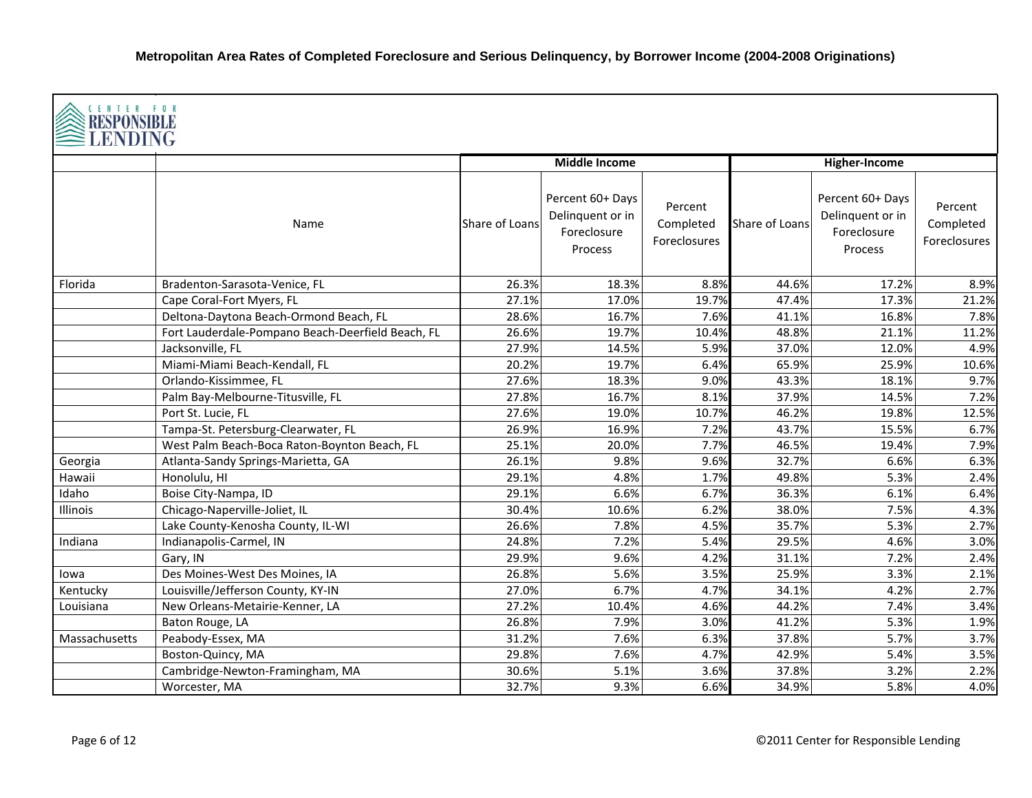# Metropolitan Area Rates of Completed Foreclosure and Serious Delinquency, by Borrower Income (2004-2008 Originations)

CENTER FOR RESPONSIBLE LENDING

| | | Middle Income | | | Higher-Income | | |
|---|---|---|---|---|---|---|---|
| | Name | Share of Loans | Percent 60+ Days Delinquent or in Foreclosure Process | Percent Completed Foreclosures | Share of Loans | Percent 60+ Days Delinquent or in Foreclosure Process | Percent Completed Foreclosures |
| Florida | Bradenton-Sarasota-Venice, FL | 26.3% | 18.3% | 8.8% | 44.6% | 17.2% | 8.9% |
| | Cape Coral-Fort Myers, FL | 27.1% | 17.0% | 19.7% | 47.4% | 17.3% | 21.2% |
| | Deltona-Daytona Beach-Ormond Beach, FL | 28.6% | 16.7% | 7.6% | 41.1% | 16.8% | 7.8% |
| | Fort Lauderdale-Pompano Beach-Deerfield Beach, FL | 26.6% | 19.7% | 10.4% | 48.8% | 21.1% | 11.2% |
| | Jacksonville, FL | 27.9% | 14.5% | 5.9% | 37.0% | 12.0% | 4.9% |
| | Miami-Miami Beach-Kendall, FL | 20.2% | 19.7% | 6.4% | 65.9% | 25.9% | 10.6% |
| | Orlando-Kissimmee, FL | 27.6% | 18.3% | 9.0% | 43.3% | 18.1% | 9.7% |
| | Palm Bay-Melbourne-Titusville, FL | 27.8% | 16.7% | 8.1% | 37.9% | 14.5% | 7.2% |
| | Port St. Lucie, FL | 27.6% | 19.0% | 10.7% | 46.2% | 19.8% | 12.5% |
| | Tampa-St. Petersburg-Clearwater, FL | 26.9% | 16.9% | 7.2% | 43.7% | 15.5% | 6.7% |
| | West Palm Beach-Boca Raton-Boynton Beach, FL | 25.1% | 20.0% | 7.7% | 46.5% | 19.4% | 7.9% |
| Georgia | Atlanta-Sandy Springs-Marietta, GA | 26.1% | 9.8% | 9.6% | 32.7% | 6.6% | 6.3% |
| Hawaii | Honolulu, HI | 29.1% | 4.8% | 1.7% | 49.8% | 5.3% | 2.4% |
| Idaho | Boise City-Nampa, ID | 29.1% | 6.6% | 6.7% | 36.3% | 6.1% | 6.4% |
| Illinois | Chicago-Naperville-Joliet, IL | 30.4% | 10.6% | 6.2% | 38.0% | 7.5% | 4.3% |
| | Lake County-Kenosha County, IL-WI | 26.6% | 7.8% | 4.5% | 35.7% | 5.3% | 2.7% |
| Indiana | Indianapolis-Carmel, IN | 24.8% | 7.2% | 5.4% | 29.5% | 4.6% | 3.0% |
| | Gary, IN | 29.9% | 9.6% | 4.2% | 31.1% | 7.2% | 2.4% |
| Iowa | Des Moines-West Des Moines, IA | 26.8% | 5.6% | 3.5% | 25.9% | 3.3% | 2.1% |
| Kentucky | Louisville/Jefferson County, KY-IN | 27.0% | 6.7% | 4.7% | 34.1% | 4.2% | 2.7% |
| Louisiana | New Orleans-Metairie-Kenner, LA | 27.2% | 10.4% | 4.6% | 44.2% | 7.4% | 3.4% |
| | Baton Rouge, LA | 26.8% | 7.9% | 3.0% | 41.2% | 5.3% | 1.9% |
| Massachusetts | Peabody-Essex, MA | 31.2% | 7.6% | 6.3% | 37.8% | 5.7% | 3.7% |
| | Boston-Quincy, MA | 29.8% | 7.6% | 4.7% | 42.9% | 5.4% | 3.5% |
| | Cambridge-Newton-Framingham, MA | 30.6% | 5.1% | 3.6% | 37.8% | 3.2% | 2.2% |
| | Worcester, MA | 32.7% | 9.3% | 6.6% | 34.9% | 5.8% | 4.0% |

©2011 Center for Responsible Lending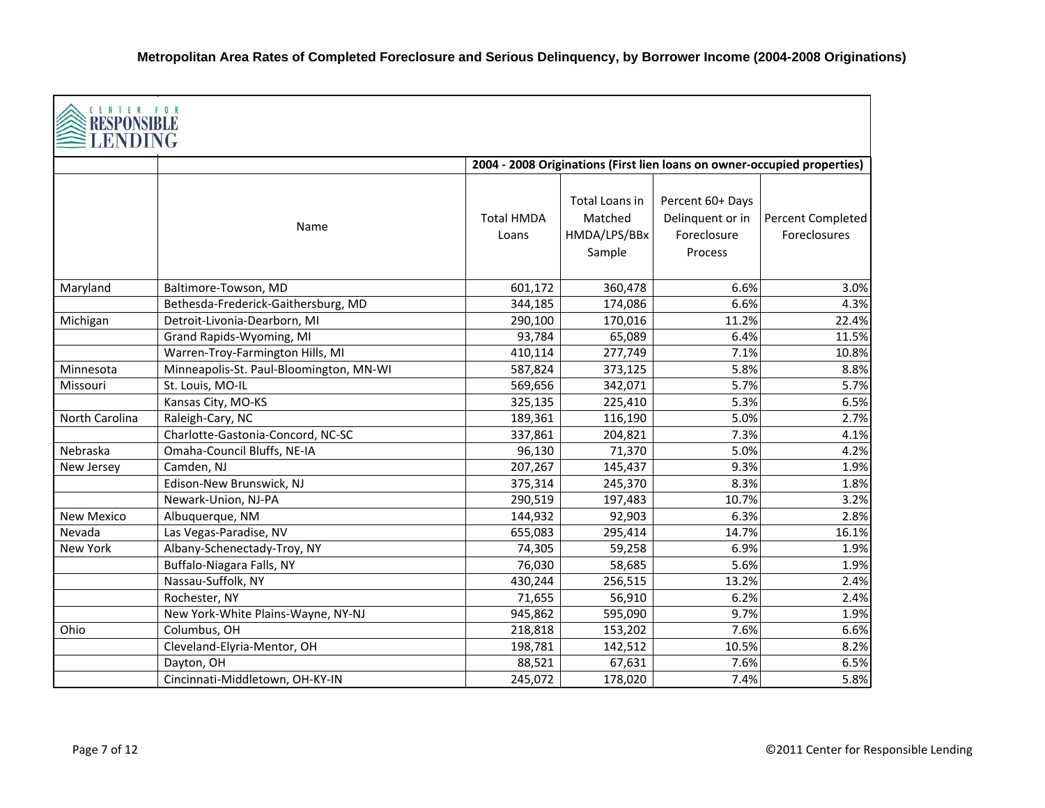# Metropolitan Area Rates of Completed Foreclosure and Serious Delinquency, by Borrower Income (2004-2008 Originations)

CENTER FOR RESPONSIBLE LENDING

| | | 2004 - 2008 Originations (First lien loans on owner-occupied properties) | | | |
|---|---|---|---|---|---|
| | Name | Total HMDA Loans | Total Loans in Matched HMDA/LPS/BBx Sample | Percent 60+ Days Delinquent or in Foreclosure Process | Percent Completed Foreclosures |
| Maryland | Baltimore-Towson, MD | 601,172 | 360,478 | 6.6% | 3.0% |
| | Bethesda-Frederick-Gaithersburg, MD | 344,185 | 174,086 | 6.6% | 4.3% |
| Michigan | Detroit-Livonia-Dearborn, MI | 290,100 | 170,016 | 11.2% | 22.4% |
| | Grand Rapids-Wyoming, MI | 93,784 | 65,089 | 6.4% | 11.5% |
| | Warren-Troy-Farmington Hills, MI | 410,114 | 277,749 | 7.1% | 10.8% |
| Minnesota | Minneapolis-St. Paul-Bloomington, MN-WI | 587,824 | 373,125 | 5.8% | 8.8% |
| Missouri | St. Louis, MO-IL | 569,656 | 342,071 | 5.7% | 5.7% |
| | Kansas City, MO-KS | 325,135 | 225,410 | 5.3% | 6.5% |
| North Carolina | Raleigh-Cary, NC | 189,361 | 116,190 | 5.0% | 2.7% |
| | Charlotte-Gastonia-Concord, NC-SC | 337,861 | 204,821 | 7.3% | 4.1% |
| Nebraska | Omaha-Council Bluffs, NE-IA | 96,130 | 71,370 | 5.0% | 4.2% |
| New Jersey | Camden, NJ | 207,267 | 145,437 | 9.3% | 1.9% |
| | Edison-New Brunswick, NJ | 375,314 | 245,370 | 8.3% | 1.8% |
| | Newark-Union, NJ-PA | 290,519 | 197,483 | 10.7% | 3.2% |
| New Mexico | Albuquerque, NM | 144,932 | 92,903 | 6.3% | 2.8% |
| Nevada | Las Vegas-Paradise, NV | 655,083 | 295,414 | 14.7% | 16.1% |
| New York | Albany-Schenectady-Troy, NY | 74,305 | 59,258 | 6.9% | 1.9% |
| | Buffalo-Niagara Falls, NY | 76,030 | 58,685 | 5.6% | 1.9% |
| | Nassau-Suffolk, NY | 430,244 | 256,515 | 13.2% | 2.4% |
| | Rochester, NY | 71,655 | 56,910 | 6.2% | 2.4% |
| | New York-White Plains-Wayne, NY-NJ | 945,862 | 595,090 | 9.7% | 1.9% |
| Ohio | Columbus, OH | 218,818 | 153,202 | 7.6% | 6.6% |
| | Cleveland-Elyria-Mentor, OH | 198,781 | 142,512 | 10.5% | 8.2% |
| | Dayton, OH | 88,521 | 67,631 | 7.6% | 6.5% |
| | Cincinnati-Middletown, OH-KY-IN | 245,072 | 178,020 | 7.4% | 5.8% |

©2011 Center for Responsible Lending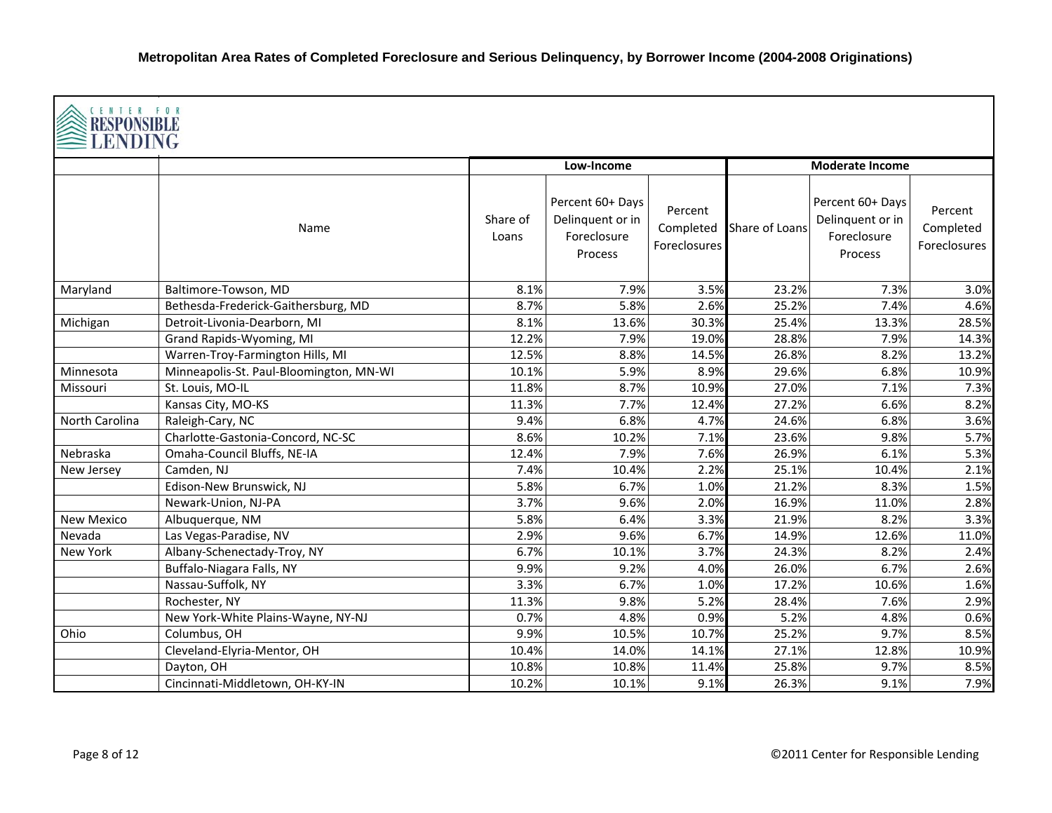# Metropolitan Area Rates of Completed Foreclosure and Serious Delinquency, by Borrower Income (2004-2008 Originations)

CENTER FOR RESPONSIBLE LENDING

| | | Low-Income | | | Moderate Income | | |
|---|---|---|---|---|---|---|---|
| | Name | Share of Loans | Percent 60+ Days Delinquent or in Foreclosure Process | Percent Completed Foreclosures | Share of Loans | Percent 60+ Days Delinquent or in Foreclosure Process | Percent Completed Foreclosures |
| Maryland | Baltimore-Towson, MD | 8.1% | 7.9% | 3.5% | 23.2% | 7.3% | 3.0% |
| | Bethesda-Frederick-Gaithersburg, MD | 8.7% | 5.8% | 2.6% | 25.2% | 7.4% | 4.6% |
| Michigan | Detroit-Livonia-Dearborn, MI | 8.1% | 13.6% | 30.3% | 25.4% | 13.3% | 28.5% |
| | Grand Rapids-Wyoming, MI | 12.2% | 7.9% | 19.0% | 28.8% | 7.9% | 14.3% |
| | Warren-Troy-Farmington Hills, MI | 12.5% | 8.8% | 14.5% | 26.8% | 8.2% | 13.2% |
| Minnesota | Minneapolis-St. Paul-Bloomington, MN-WI | 10.1% | 5.9% | 8.9% | 29.6% | 6.8% | 10.9% |
| Missouri | St. Louis, MO-IL | 11.8% | 8.7% | 10.9% | 27.0% | 7.1% | 7.3% |
| | Kansas City, MO-KS | 11.3% | 7.7% | 12.4% | 27.2% | 6.6% | 8.2% |
| North Carolina | Raleigh-Cary, NC | 9.4% | 6.8% | 4.7% | 24.6% | 6.8% | 3.6% |
| | Charlotte-Gastonia-Concord, NC-SC | 8.6% | 10.2% | 7.1% | 23.6% | 9.8% | 5.7% |
| Nebraska | Omaha-Council Bluffs, NE-IA | 12.4% | 7.9% | 7.6% | 26.9% | 6.1% | 5.3% |
| New Jersey | Camden, NJ | 7.4% | 10.4% | 2.2% | 25.1% | 10.4% | 2.1% |
| | Edison-New Brunswick, NJ | 5.8% | 6.7% | 1.0% | 21.2% | 8.3% | 1.5% |
| | Newark-Union, NJ-PA | 3.7% | 9.6% | 2.0% | 16.9% | 11.0% | 2.8% |
| New Mexico | Albuquerque, NM | 5.8% | 6.4% | 3.3% | 21.9% | 8.2% | 3.3% |
| Nevada | Las Vegas-Paradise, NV | 2.9% | 9.6% | 6.7% | 14.9% | 12.6% | 11.0% |
| New York | Albany-Schenectady-Troy, NY | 6.7% | 10.1% | 3.7% | 24.3% | 8.2% | 2.4% |
| | Buffalo-Niagara Falls, NY | 9.9% | 9.2% | 4.0% | 26.0% | 6.7% | 2.6% |
| | Nassau-Suffolk, NY | 3.3% | 6.7% | 1.0% | 17.2% | 10.6% | 1.6% |
| | Rochester, NY | 11.3% | 9.8% | 5.2% | 28.4% | 7.6% | 2.9% |
| | New York-White Plains-Wayne, NY-NJ | 0.7% | 4.8% | 0.9% | 5.2% | 4.8% | 0.6% |
| Ohio | Columbus, OH | 9.9% | 10.5% | 10.7% | 25.2% | 9.7% | 8.5% |
| | Cleveland-Elyria-Mentor, OH | 10.4% | 14.0% | 14.1% | 27.1% | 12.8% | 10.9% |
| | Dayton, OH | 10.8% | 10.8% | 11.4% | 25.8% | 9.7% | 8.5% |
| | Cincinnati-Middletown, OH-KY-IN | 10.2% | 10.1% | 9.1% | 26.3% | 9.1% | 7.9% |

©2011 Center for Responsible Lending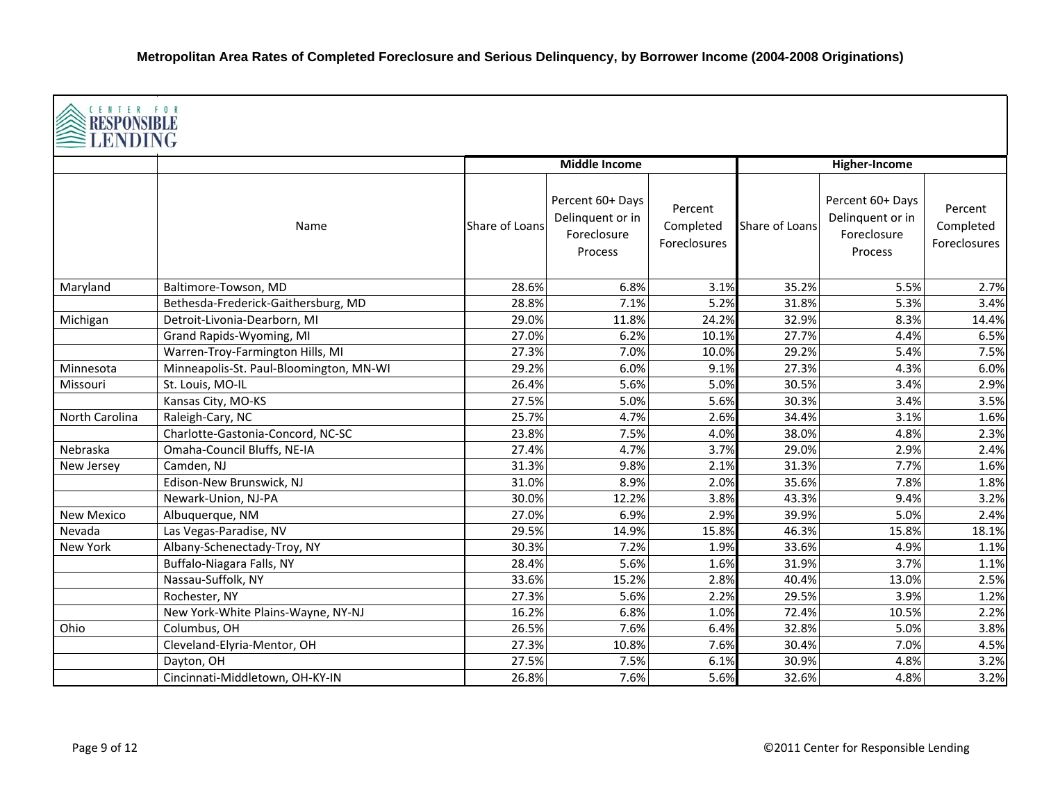# Metropolitan Area Rates of Completed Foreclosure and Serious Delinquency, by Borrower Income (2004-2008 Originations)

CENTER FOR RESPONSIBLE LENDING

| | | Middle Income | | | Higher-Income | | |
|---|---|---|---|---|---|---|---|
| | Name | Share of Loans | Percent 60+ Days Delinquent or in Foreclosure Process | Percent Completed Foreclosures | Share of Loans | Percent 60+ Days Delinquent or in Foreclosure Process | Percent Completed Foreclosures |
| Maryland | Baltimore-Towson, MD | 28.6% | 6.8% | 3.1% | 35.2% | 5.5% | 2.7% |
| | Bethesda-Frederick-Gaithersburg, MD | 28.8% | 7.1% | 5.2% | 31.8% | 5.3% | 3.4% |
| Michigan | Detroit-Livonia-Dearborn, MI | 29.0% | 11.8% | 24.2% | 32.9% | 8.3% | 14.4% |
| | Grand Rapids-Wyoming, MI | 27.0% | 6.2% | 10.1% | 27.7% | 4.4% | 6.5% |
| | Warren-Troy-Farmington Hills, MI | 27.3% | 7.0% | 10.0% | 29.2% | 5.4% | 7.5% |
| Minnesota | Minneapolis-St. Paul-Bloomington, MN-WI | 29.2% | 6.0% | 9.1% | 27.3% | 4.3% | 6.0% |
| Missouri | St. Louis, MO-IL | 26.4% | 5.6% | 5.0% | 30.5% | 3.4% | 2.9% |
| | Kansas City, MO-KS | 27.5% | 5.0% | 5.6% | 30.3% | 3.4% | 3.5% |
| North Carolina | Raleigh-Cary, NC | 25.7% | 4.7% | 2.6% | 34.4% | 3.1% | 1.6% |
| | Charlotte-Gastonia-Concord, NC-SC | 23.8% | 7.5% | 4.0% | 38.0% | 4.8% | 2.3% |
| Nebraska | Omaha-Council Bluffs, NE-IA | 27.4% | 4.7% | 3.7% | 29.0% | 2.9% | 2.4% |
| New Jersey | Camden, NJ | 31.3% | 9.8% | 2.1% | 31.3% | 7.7% | 1.6% |
| | Edison-New Brunswick, NJ | 31.0% | 8.9% | 2.0% | 35.6% | 7.8% | 1.8% |
| | Newark-Union, NJ-PA | 30.0% | 12.2% | 3.8% | 43.3% | 9.4% | 3.2% |
| New Mexico | Albuquerque, NM | 27.0% | 6.9% | 2.9% | 39.9% | 5.0% | 2.4% |
| Nevada | Las Vegas-Paradise, NV | 29.5% | 14.9% | 15.8% | 46.3% | 15.8% | 18.1% |
| New York | Albany-Schenectady-Troy, NY | 30.3% | 7.2% | 1.9% | 33.6% | 4.9% | 1.1% |
| | Buffalo-Niagara Falls, NY | 28.4% | 5.6% | 1.6% | 31.9% | 3.7% | 1.1% |
| | Nassau-Suffolk, NY | 33.6% | 15.2% | 2.8% | 40.4% | 13.0% | 2.5% |
| | Rochester, NY | 27.3% | 5.6% | 2.2% | 29.5% | 3.9% | 1.2% |
| | New York-White Plains-Wayne, NY-NJ | 16.2% | 6.8% | 1.0% | 72.4% | 10.5% | 2.2% |
| Ohio | Columbus, OH | 26.5% | 7.6% | 6.4% | 32.8% | 5.0% | 3.8% |
| | Cleveland-Elyria-Mentor, OH | 27.3% | 10.8% | 7.6% | 30.4% | 7.0% | 4.5% |
| | Dayton, OH | 27.5% | 7.5% | 6.1% | 30.9% | 4.8% | 3.2% |
| | Cincinnati-Middletown, OH-KY-IN | 26.8% | 7.6% | 5.6% | 32.6% | 4.8% | 3.2% |

©2011 Center for Responsible Lending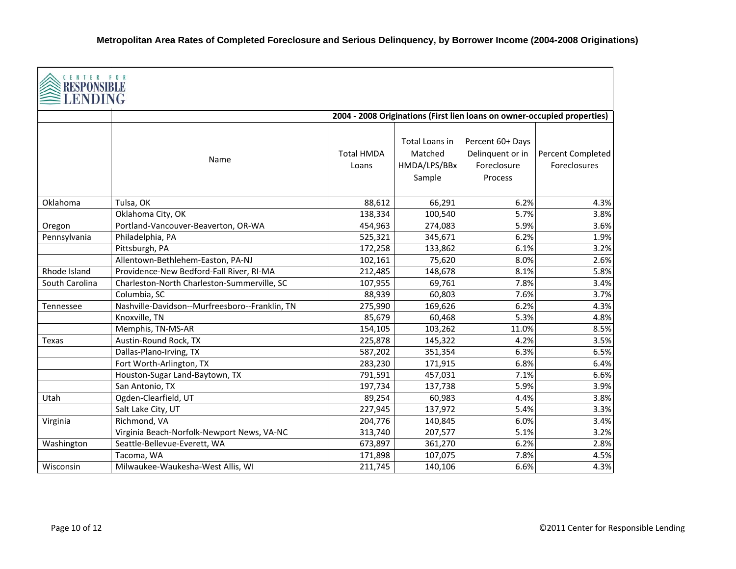**Metropolitan Area Rates of Completed Foreclosure and Serious Delinquency, by Borrower Income (2004-2008 Originations)**

CENTER FOR RESPONSIBLE LENDING

| | | 2004 - 2008 Originations (First lien loans on owner-occupied properties) | | | |
|---|---|---|---|---|---|
| | Name | Total HMDA Loans | Total Loans in Matched HMDA/LPS/BBx Sample | Percent 60+ Days Delinquent or in Foreclosure Process | Percent Completed Foreclosures |
| Oklahoma | Tulsa, OK | 88,612 | 66,291 | 6.2% | 4.3% |
| | Oklahoma City, OK | 138,334 | 100,540 | 5.7% | 3.8% |
| Oregon | Portland-Vancouver-Beaverton, OR-WA | 454,963 | 274,083 | 5.9% | 3.6% |
| Pennsylvania | Philadelphia, PA | 525,321 | 345,671 | 6.2% | 1.9% |
| | Pittsburgh, PA | 172,258 | 133,862 | 6.1% | 3.2% |
| | Allentown-Bethlehem-Easton, PA-NJ | 102,161 | 75,620 | 8.0% | 2.6% |
| Rhode Island | Providence-New Bedford-Fall River, RI-MA | 212,485 | 148,678 | 8.1% | 5.8% |
| South Carolina | Charleston-North Charleston-Summerville, SC | 107,955 | 69,761 | 7.8% | 3.4% |
| | Columbia, SC | 88,939 | 60,803 | 7.6% | 3.7% |
| Tennessee | Nashville-Davidson--Murfreesboro--Franklin, TN | 275,990 | 169,626 | 6.2% | 4.3% |
| | Knoxville, TN | 85,679 | 60,468 | 5.3% | 4.8% |
| | Memphis, TN-MS-AR | 154,105 | 103,262 | 11.0% | 8.5% |
| Texas | Austin-Round Rock, TX | 225,878 | 145,322 | 4.2% | 3.5% |
| | Dallas-Plano-Irving, TX | 587,202 | 351,354 | 6.3% | 6.5% |
| | Fort Worth-Arlington, TX | 283,230 | 171,915 | 6.8% | 6.4% |
| | Houston-Sugar Land-Baytown, TX | 791,591 | 457,031 | 7.1% | 6.6% |
| | San Antonio, TX | 197,734 | 137,738 | 5.9% | 3.9% |
| Utah | Ogden-Clearfield, UT | 89,254 | 60,983 | 4.4% | 3.8% |
| | Salt Lake City, UT | 227,945 | 137,972 | 5.4% | 3.3% |
| Virginia | Richmond, VA | 204,776 | 140,845 | 6.0% | 3.4% |
| | Virginia Beach-Norfolk-Newport News, VA-NC | 313,740 | 207,577 | 5.1% | 3.2% |
| Washington | Seattle-Bellevue-Everett, WA | 673,897 | 361,270 | 6.2% | 2.8% |
| | Tacoma, WA | 171,898 | 107,075 | 7.8% | 4.5% |
| Wisconsin | Milwaukee-Waukesha-West Allis, WI | 211,745 | 140,106 | 6.6% | 4.3% |

©2011 Center for Responsible Lending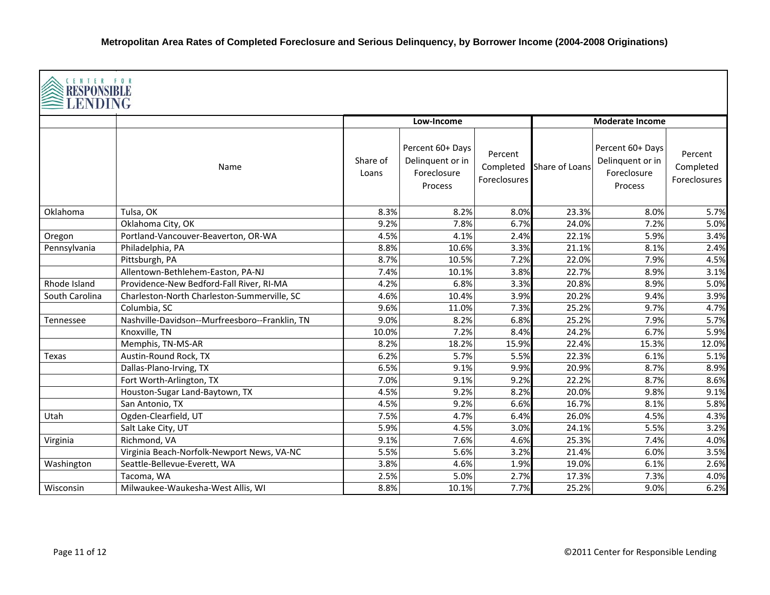**Metropolitan Area Rates of Completed Foreclosure and Serious Delinquency, by Borrower Income (2004-2008 Originations)**

CENTER FOR RESPONSIBLE LENDING

| | | Low-Income | | | Moderate Income | | |
|---|---|---|---|---|---|---|---|
| | Name | Share of Loans | Percent 60+ Days Delinquent or in Foreclosure Process | Percent Completed Foreclosures | Share of Loans | Percent 60+ Days Delinquent or in Foreclosure Process | Percent Completed Foreclosures |
| Oklahoma | Tulsa, OK | 8.3% | 8.2% | 8.0% | 23.3% | 8.0% | 5.7% |
| | Oklahoma City, OK | 9.2% | 7.8% | 6.7% | 24.0% | 7.2% | 5.0% |
| Oregon | Portland-Vancouver-Beaverton, OR-WA | 4.5% | 4.1% | 2.4% | 22.1% | 5.9% | 3.4% |
| Pennsylvania | Philadelphia, PA | 8.8% | 10.6% | 3.3% | 21.1% | 8.1% | 2.4% |
| | Pittsburgh, PA | 8.7% | 10.5% | 7.2% | 22.0% | 7.9% | 4.5% |
| | Allentown-Bethlehem-Easton, PA-NJ | 7.4% | 10.1% | 3.8% | 22.7% | 8.9% | 3.1% |
| Rhode Island | Providence-New Bedford-Fall River, RI-MA | 4.2% | 6.8% | 3.3% | 20.8% | 8.9% | 5.0% |
| South Carolina | Charleston-North Charleston-Summerville, SC | 4.6% | 10.4% | 3.9% | 20.2% | 9.4% | 3.9% |
| | Columbia, SC | 9.6% | 11.0% | 7.3% | 25.2% | 9.7% | 4.7% |
| Tennessee | Nashville-Davidson--Murfreesboro--Franklin, TN | 9.0% | 8.2% | 6.8% | 25.2% | 7.9% | 5.7% |
| | Knoxville, TN | 10.0% | 7.2% | 8.4% | 24.2% | 6.7% | 5.9% |
| | Memphis, TN-MS-AR | 8.2% | 18.2% | 15.9% | 22.4% | 15.3% | 12.0% |
| Texas | Austin-Round Rock, TX | 6.2% | 5.7% | 5.5% | 22.3% | 6.1% | 5.1% |
| | Dallas-Plano-Irving, TX | 6.5% | 9.1% | 9.9% | 20.9% | 8.7% | 8.9% |
| | Fort Worth-Arlington, TX | 7.0% | 9.1% | 9.2% | 22.2% | 8.7% | 8.6% |
| | Houston-Sugar Land-Baytown, TX | 4.5% | 9.2% | 8.2% | 20.0% | 9.8% | 9.1% |
| | San Antonio, TX | 4.5% | 9.2% | 6.6% | 16.7% | 8.1% | 5.8% |
| Utah | Ogden-Clearfield, UT | 7.5% | 4.7% | 6.4% | 26.0% | 4.5% | 4.3% |
| | Salt Lake City, UT | 5.9% | 4.5% | 3.0% | 24.1% | 5.5% | 3.2% |
| Virginia | Richmond, VA | 9.1% | 7.6% | 4.6% | 25.3% | 7.4% | 4.0% |
| | Virginia Beach-Norfolk-Newport News, VA-NC | 5.5% | 5.6% | 3.2% | 21.4% | 6.0% | 3.5% |
| Washington | Seattle-Bellevue-Everett, WA | 3.8% | 4.6% | 1.9% | 19.0% | 6.1% | 2.6% |
| | Tacoma, WA | 2.5% | 5.0% | 2.7% | 17.3% | 7.3% | 4.0% |
| Wisconsin | Milwaukee-Waukesha-West Allis, WI | 8.8% | 10.1% | 7.7% | 25.2% | 9.0% | 6.2% |

©2011 Center for Responsible Lending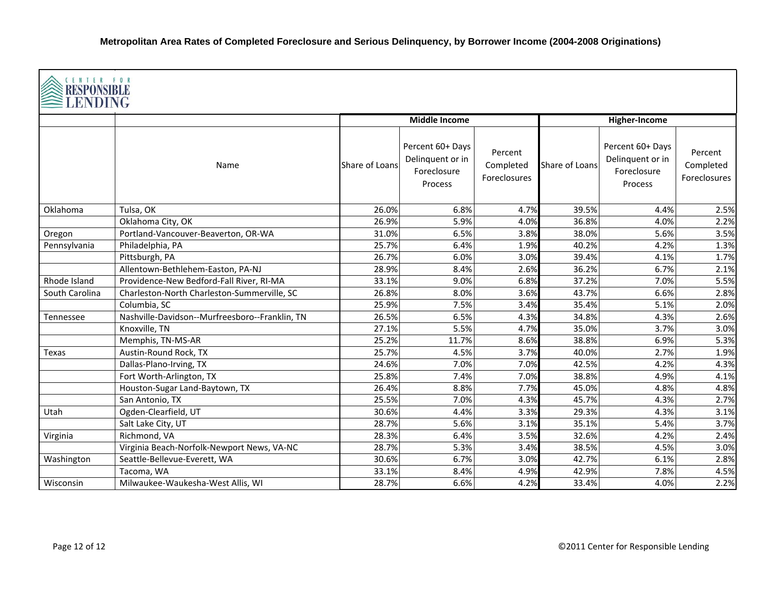**Metropolitan Area Rates of Completed Foreclosure and Serious Delinquency, by Borrower Income (2004-2008 Originations)**

CENTER FOR RESPONSIBLE LENDING

| | | Middle Income | | | Higher-Income | | |
|---|---|---|---|---|---|---|---|
| | Name | Share of Loans | Percent 60+ Days Delinquent or in Foreclosure Process | Percent Completed Foreclosures | Share of Loans | Percent 60+ Days Delinquent or in Foreclosure Process | Percent Completed Foreclosures |
| Oklahoma | Tulsa, OK | 26.0% | 6.8% | 4.7% | 39.5% | 4.4% | 2.5% |
| | Oklahoma City, OK | 26.9% | 5.9% | 4.0% | 36.8% | 4.0% | 2.2% |
| Oregon | Portland-Vancouver-Beaverton, OR-WA | 31.0% | 6.5% | 3.8% | 38.0% | 5.6% | 3.5% |
| Pennsylvania | Philadelphia, PA | 25.7% | 6.4% | 1.9% | 40.2% | 4.2% | 1.3% |
| | Pittsburgh, PA | 26.7% | 6.0% | 3.0% | 39.4% | 4.1% | 1.7% |
| | Allentown-Bethlehem-Easton, PA-NJ | 28.9% | 8.4% | 2.6% | 36.2% | 6.7% | 2.1% |
| Rhode Island | Providence-New Bedford-Fall River, RI-MA | 33.1% | 9.0% | 6.8% | 37.2% | 7.0% | 5.5% |
| South Carolina | Charleston-North Charleston-Summerville, SC | 26.8% | 8.0% | 3.6% | 43.7% | 6.6% | 2.8% |
| | Columbia, SC | 25.9% | 7.5% | 3.4% | 35.4% | 5.1% | 2.0% |
| Tennessee | Nashville-Davidson--Murfreesboro--Franklin, TN | 26.5% | 6.5% | 4.3% | 34.8% | 4.3% | 2.6% |
| | Knoxville, TN | 27.1% | 5.5% | 4.7% | 35.0% | 3.7% | 3.0% |
| | Memphis, TN-MS-AR | 25.2% | 11.7% | 8.6% | 38.8% | 6.9% | 5.3% |
| Texas | Austin-Round Rock, TX | 25.7% | 4.5% | 3.7% | 40.0% | 2.7% | 1.9% |
| | Dallas-Plano-Irving, TX | 24.6% | 7.0% | 7.0% | 42.5% | 4.2% | 4.3% |
| | Fort Worth-Arlington, TX | 25.8% | 7.4% | 7.0% | 38.8% | 4.9% | 4.1% |
| | Houston-Sugar Land-Baytown, TX | 26.4% | 8.8% | 7.7% | 45.0% | 4.8% | 4.8% |
| | San Antonio, TX | 25.5% | 7.0% | 4.3% | 45.7% | 4.3% | 2.7% |
| Utah | Ogden-Clearfield, UT | 30.6% | 4.4% | 3.3% | 29.3% | 4.3% | 3.1% |
| | Salt Lake City, UT | 28.7% | 5.6% | 3.1% | 35.1% | 5.4% | 3.7% |
| Virginia | Richmond, VA | 28.3% | 6.4% | 3.5% | 32.6% | 4.2% | 2.4% |
| | Virginia Beach-Norfolk-Newport News, VA-NC | 28.7% | 5.3% | 3.4% | 38.5% | 4.5% | 3.0% |
| Washington | Seattle-Bellevue-Everett, WA | 30.6% | 6.7% | 3.0% | 42.7% | 6.1% | 2.8% |
| | Tacoma, WA | 33.1% | 8.4% | 4.9% | 42.9% | 7.8% | 4.5% |
| Wisconsin | Milwaukee-Waukesha-West Allis, WI | 28.7% | 6.6% | 4.2% | 33.4% | 4.0% | 2.2% |

©2011 Center for Responsible Lending